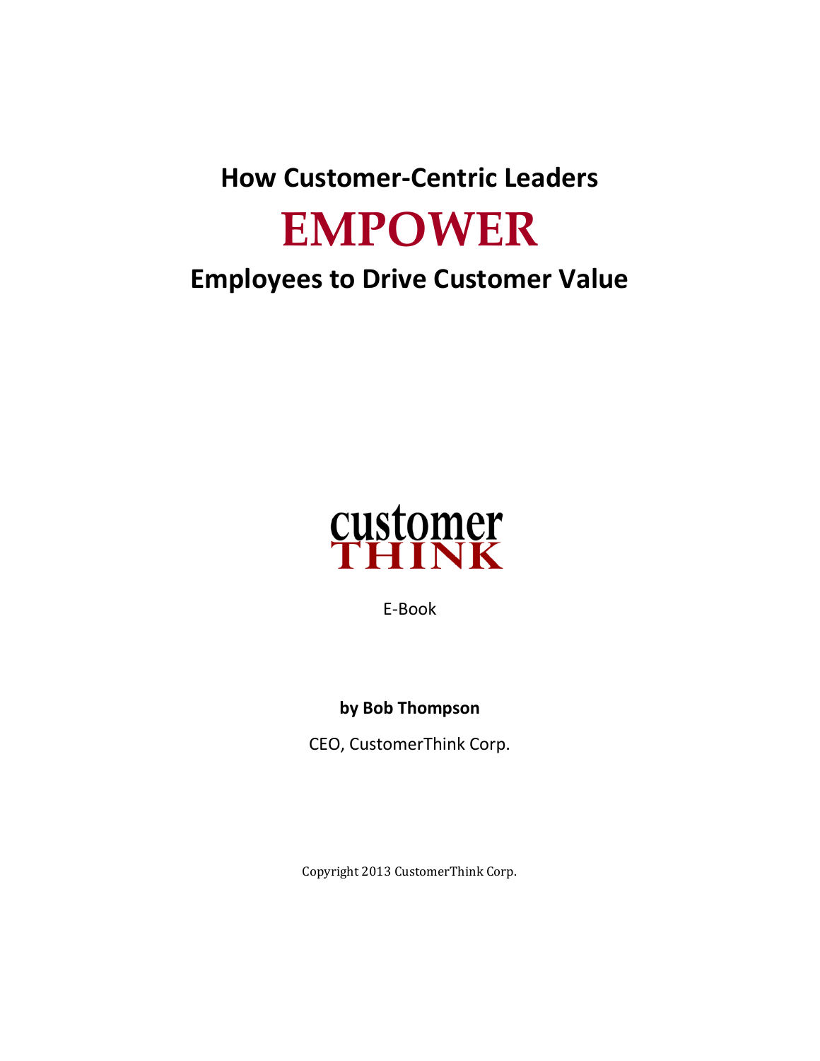# How Customer-Centric Leaders EMPOWER Employees to Drive Customer Value

customer THINK

E-Book

**by Bob Thompson**

CEO, CustomerThink Corp.

Copyright 2013 CustomerThink Corp.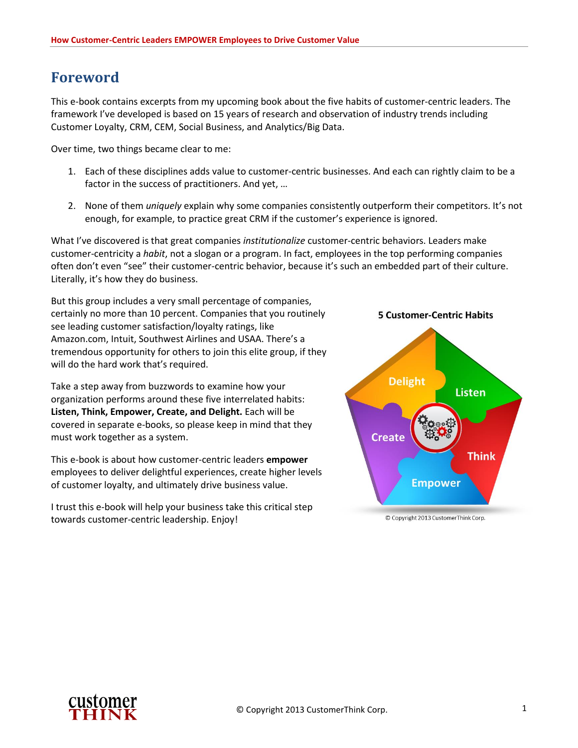# Foreword

This e-book contains excerpts from my upcoming book about the five habits of customer-centric leaders. The framework I've developed is based on 15 years of research and observation of industry trends including Customer Loyalty, CRM, CEM, Social Business, and Analytics/Big Data.

Over time, two things became clear to me:

1. Each of these disciplines adds value to customer-centric businesses. And each can rightly claim to be a factor in the success of practitioners. And yet, …
2. None of them *uniquely* explain why some companies consistently outperform their competitors. It's not enough, for example, to practice great CRM if the customer's experience is ignored.

What I've discovered is that great companies *institutionalize* customer-centric behaviors. Leaders make customer-centricity a *habit*, not a slogan or a program. In fact, employees in the top performing companies often don't even "see" their customer-centric behavior, because it's such an embedded part of their culture. Literally, it's how they do business.

But this group includes a very small percentage of companies, certainly no more than 10 percent. Companies that you routinely see leading customer satisfaction/loyalty ratings, like Amazon.com, Intuit, Southwest Airlines and USAA. There's a tremendous opportunity for others to join this elite group, if they will do the hard work that's required.

Take a step away from buzzwords to examine how your organization performs around these five interrelated habits: **Listen, Think, Empower, Create, and Delight.** Each will be covered in separate e-books, so please keep in mind that they must work together as a system.

This e-book is about how customer-centric leaders **empower** employees to deliver delightful experiences, create higher levels of customer loyalty, and ultimately drive business value.

I trust this e-book will help your business take this critical step towards customer-centric leadership. Enjoy!

**5 Customer-Centric Habits**

Delight, Listen, Think, Empower, Create

© Copyright 2013 CustomerThink Corp.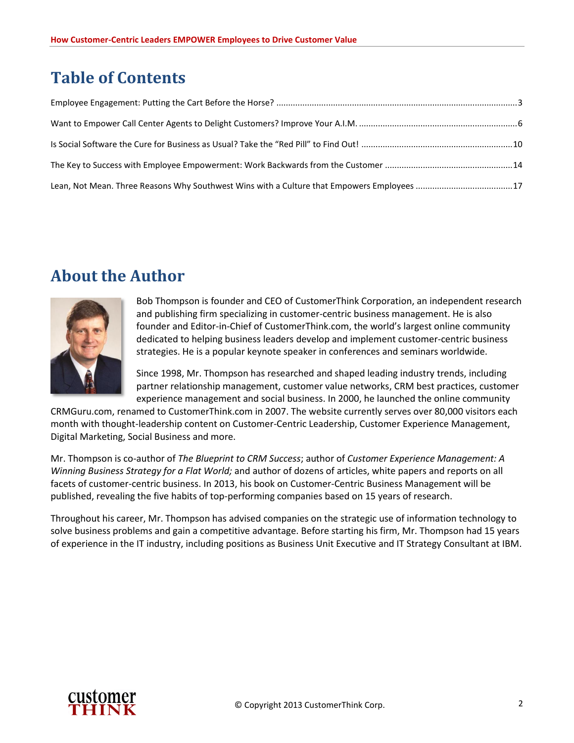# Table of Contents

Employee Engagement: Putting the Cart Before the Horse? ..... 3

Want to Empower Call Center Agents to Delight Customers? Improve Your A.I.M. ..... 6

Is Social Software the Cure for Business as Usual? Take the "Red Pill" to Find Out! ..... 10

The Key to Success with Employee Empowerment: Work Backwards from the Customer ..... 14

Lean, Not Mean. Three Reasons Why Southwest Wins with a Culture that Empowers Employees ..... 17

# About the Author

Bob Thompson is founder and CEO of CustomerThink Corporation, an independent research and publishing firm specializing in customer-centric business management. He is also founder and Editor-in-Chief of CustomerThink.com, the world's largest online community dedicated to helping business leaders develop and implement customer-centric business strategies. He is a popular keynote speaker in conferences and seminars worldwide.

Since 1998, Mr. Thompson has researched and shaped leading industry trends, including partner relationship management, customer value networks, CRM best practices, customer experience management and social business. In 2000, he launched the online community CRMGuru.com, renamed to CustomerThink.com in 2007. The website currently serves over 80,000 visitors each month with thought-leadership content on Customer-Centric Leadership, Customer Experience Management, Digital Marketing, Social Business and more.

Mr. Thompson is co-author of *The Blueprint to CRM Success*; author of *Customer Experience Management: A Winning Business Strategy for a Flat World;* and author of dozens of articles, white papers and reports on all facets of customer-centric business. In 2013, his book on Customer-Centric Business Management will be published, revealing the five habits of top-performing companies based on 15 years of research.

Throughout his career, Mr. Thompson has advised companies on the strategic use of information technology to solve business problems and gain a competitive advantage. Before starting his firm, Mr. Thompson had 15 years of experience in the IT industry, including positions as Business Unit Executive and IT Strategy Consultant at IBM.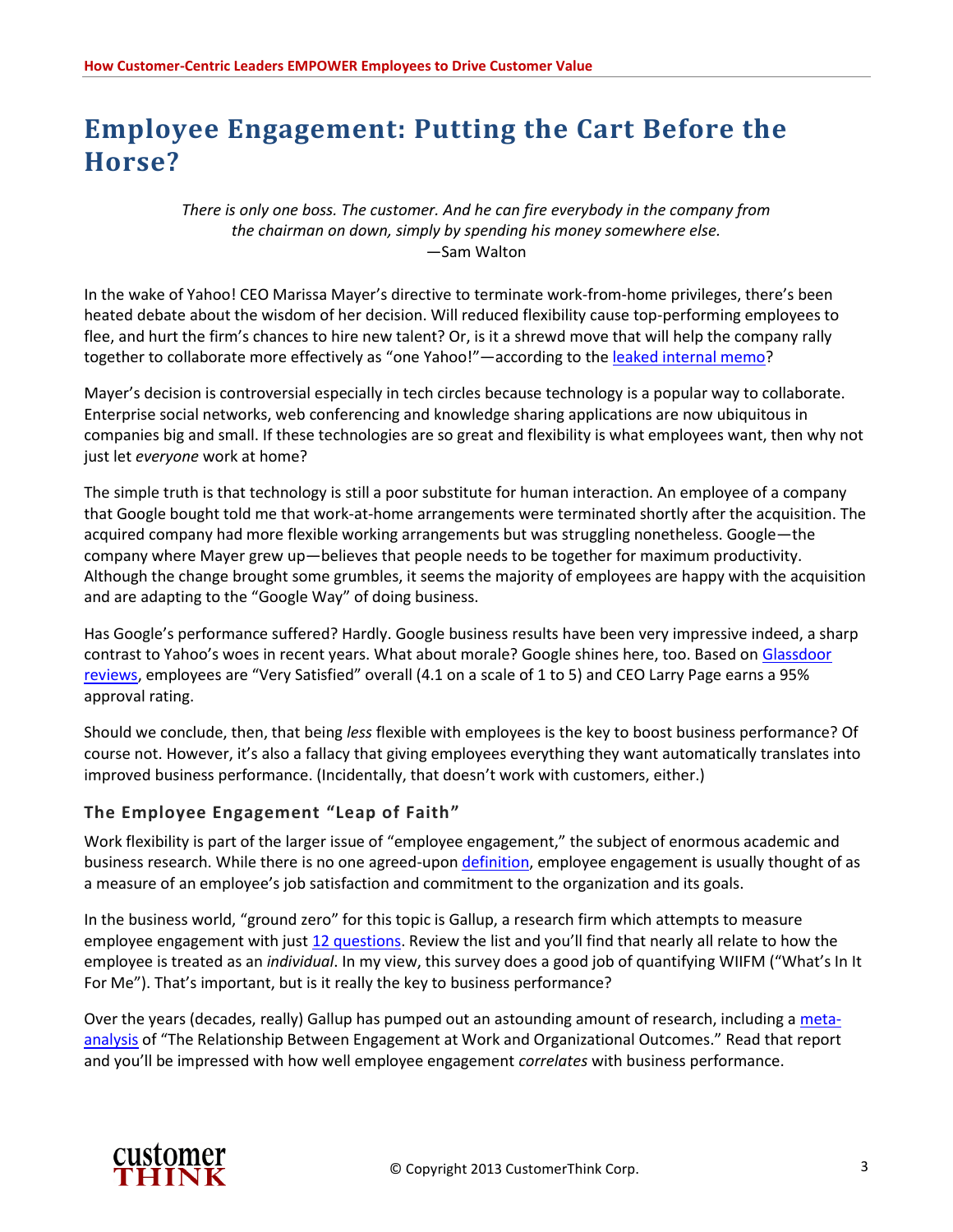# Employee Engagement: Putting the Cart Before the Horse?

> *There is only one boss. The customer. And he can fire everybody in the company from the chairman on down, simply by spending his money somewhere else.*
> —Sam Walton

In the wake of Yahoo! CEO Marissa Mayer's directive to terminate work-from-home privileges, there's been heated debate about the wisdom of her decision. Will reduced flexibility cause top-performing employees to flee, and hurt the firm's chances to hire new talent? Or, is it a shrewd move that will help the company rally together to collaborate more effectively as "one Yahoo!"—according to the leaked internal memo?

Mayer's decision is controversial especially in tech circles because technology is a popular way to collaborate. Enterprise social networks, web conferencing and knowledge sharing applications are now ubiquitous in companies big and small. If these technologies are so great and flexibility is what employees want, then why not just let *everyone* work at home?

The simple truth is that technology is still a poor substitute for human interaction. An employee of a company that Google bought told me that work-at-home arrangements were terminated shortly after the acquisition. The acquired company had more flexible working arrangements but was struggling nonetheless. Google—the company where Mayer grew up—believes that people needs to be together for maximum productivity. Although the change brought some grumbles, it seems the majority of employees are happy with the acquisition and are adapting to the "Google Way" of doing business.

Has Google's performance suffered? Hardly. Google business results have been very impressive indeed, a sharp contrast to Yahoo's woes in recent years. What about morale? Google shines here, too. Based on Glassdoor reviews, employees are "Very Satisfied" overall (4.1 on a scale of 1 to 5) and CEO Larry Page earns a 95% approval rating.

Should we conclude, then, that being *less* flexible with employees is the key to boost business performance? Of course not. However, it's also a fallacy that giving employees everything they want automatically translates into improved business performance. (Incidentally, that doesn't work with customers, either.)

### The Employee Engagement "Leap of Faith"

Work flexibility is part of the larger issue of "employee engagement," the subject of enormous academic and business research. While there is no one agreed-upon definition, employee engagement is usually thought of as a measure of an employee's job satisfaction and commitment to the organization and its goals.

In the business world, "ground zero" for this topic is Gallup, a research firm which attempts to measure employee engagement with just 12 questions. Review the list and you'll find that nearly all relate to how the employee is treated as an *individual*. In my view, this survey does a good job of quantifying WIIFM ("What's In It For Me"). That's important, but is it really the key to business performance?

Over the years (decades, really) Gallup has pumped out an astounding amount of research, including a meta-analysis of "The Relationship Between Engagement at Work and Organizational Outcomes." Read that report and you'll be impressed with how well employee engagement *correlates* with business performance.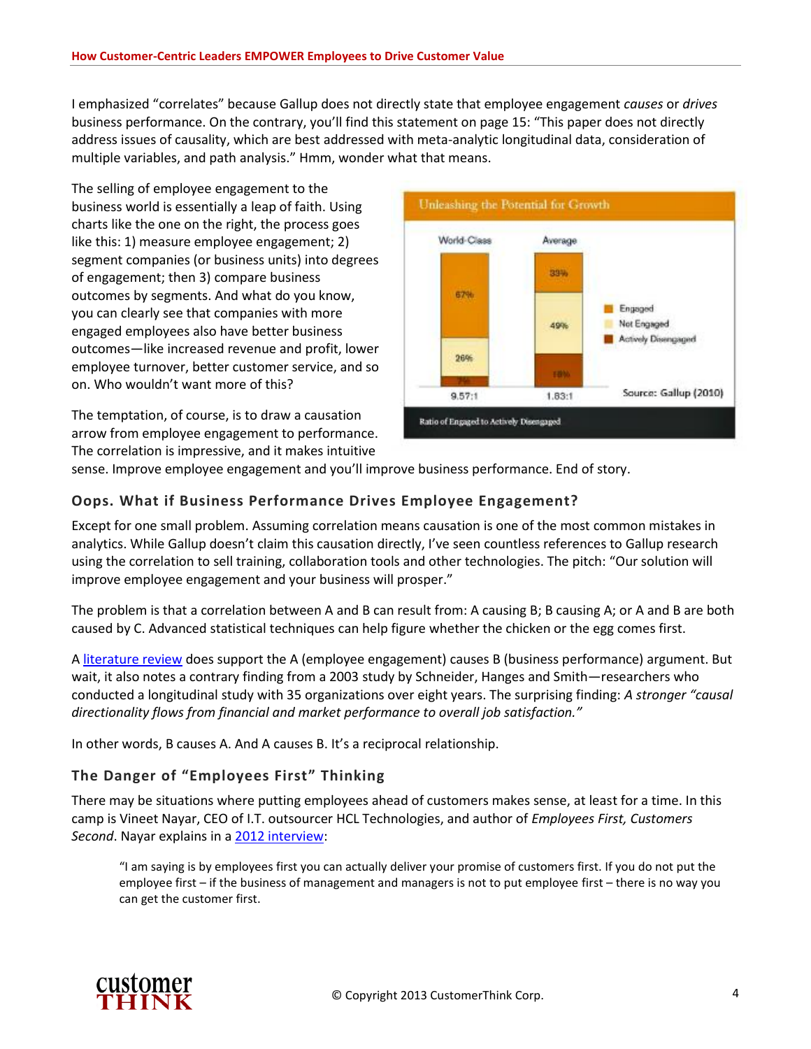I emphasized "correlates" because Gallup does not directly state that employee engagement *causes* or *drives* business performance. On the contrary, you'll find this statement on page 15: "This paper does not directly address issues of causality, which are best addressed with meta-analytic longitudinal data, consideration of multiple variables, and path analysis." Hmm, wonder what that means.

The selling of employee engagement to the business world is essentially a leap of faith. Using charts like the one on the right, the process goes like this: 1) measure employee engagement; 2) segment companies (or business units) into degrees of engagement; then 3) compare business outcomes by segments. And what do you know, you can clearly see that companies with more engaged employees also have better business outcomes—like increased revenue and profit, lower employee turnover, better customer service, and so on. Who wouldn't want more of this?

**Unleashing the Potential for Growth**

| | World-Class | Average |
|---|---|---|
| Engaged | 67% | 33% |
| Not Engaged | 26% | 49% |
| Actively Disengaged | 7% | 18% |
| Ratio of Engaged to Actively Disengaged | 9.57:1 | 1.83:1 |

Source: Gallup (2010)

The temptation, of course, is to draw a causation arrow from employee engagement to performance. The correlation is impressive, and it makes intuitive sense. Improve employee engagement and you'll improve business performance. End of story.

## Oops. What if Business Performance Drives Employee Engagement?

Except for one small problem. Assuming correlation means causation is one of the most common mistakes in analytics. While Gallup doesn't claim this causation directly, I've seen countless references to Gallup research using the correlation to sell training, collaboration tools and other technologies. The pitch: "Our solution will improve employee engagement and your business will prosper."

The problem is that a correlation between A and B can result from: A causing B; B causing A; or A and B are both caused by C. Advanced statistical techniques can help figure whether the chicken or the egg comes first.

A literature review does support the A (employee engagement) causes B (business performance) argument. But wait, it also notes a contrary finding from a 2003 study by Schneider, Hanges and Smith—researchers who conducted a longitudinal study with 35 organizations over eight years. The surprising finding: *A stronger "causal directionality flows from financial and market performance to overall job satisfaction."*

In other words, B causes A. And A causes B. It's a reciprocal relationship.

## The Danger of "Employees First" Thinking

There may be situations where putting employees ahead of customers makes sense, at least for a time. In this camp is Vineet Nayar, CEO of I.T. outsourcer HCL Technologies, and author of *Employees First, Customers Second*. Nayar explains in a 2012 interview:

> "I am saying is by employees first you can actually deliver your promise of customers first. If you do not put the employee first – if the business of management and managers is not to put employee first – there is no way you can get the customer first.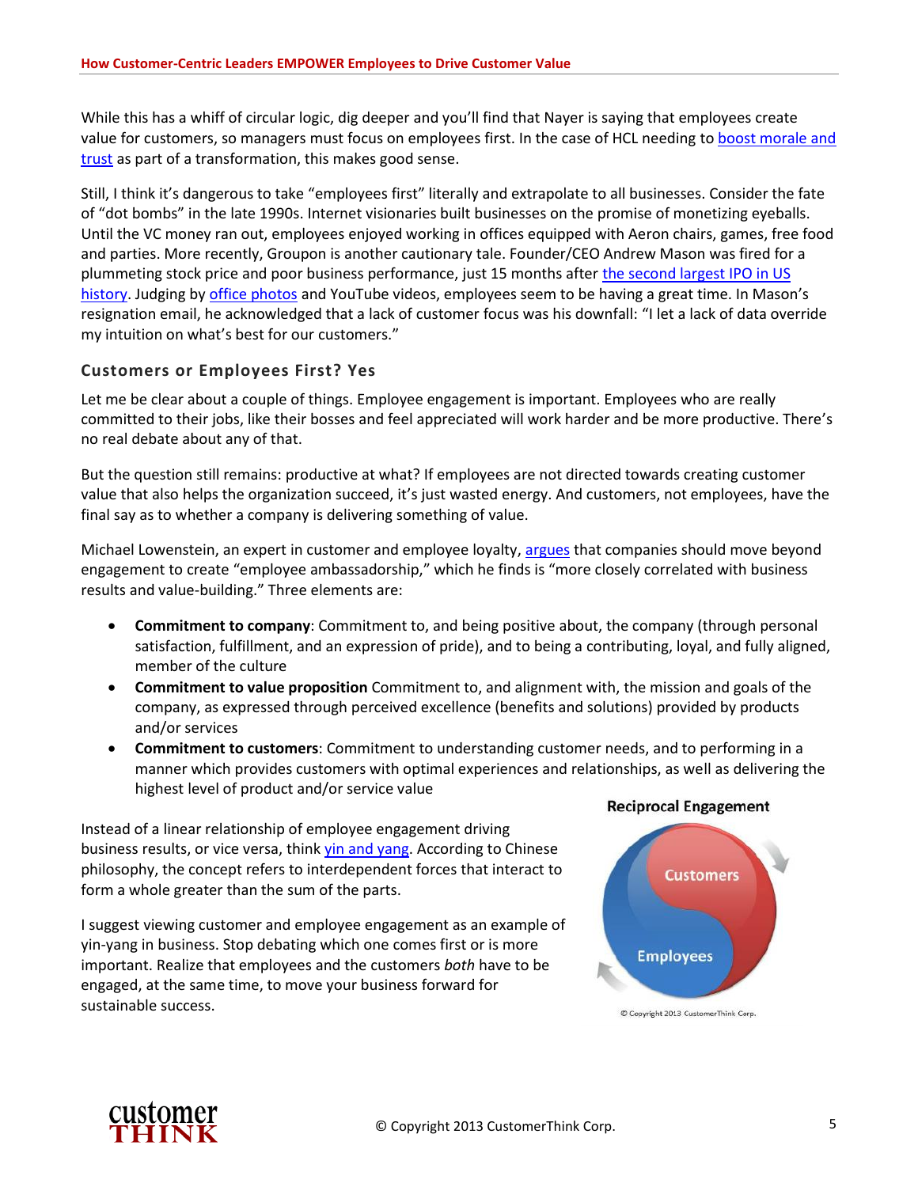While this has a whiff of circular logic, dig deeper and you'll find that Nayer is saying that employees create value for customers, so managers must focus on employees first. In the case of HCL needing to boost morale and trust as part of a transformation, this makes good sense.

Still, I think it's dangerous to take "employees first" literally and extrapolate to all businesses. Consider the fate of "dot bombs" in the late 1990s. Internet visionaries built businesses on the promise of monetizing eyeballs. Until the VC money ran out, employees enjoyed working in offices equipped with Aeron chairs, games, free food and parties. More recently, Groupon is another cautionary tale. Founder/CEO Andrew Mason was fired for a plummeting stock price and poor business performance, just 15 months after the second largest IPO in US history. Judging by office photos and YouTube videos, employees seem to be having a great time. In Mason's resignation email, he acknowledged that a lack of customer focus was his downfall: "I let a lack of data override my intuition on what's best for our customers."

### Customers or Employees First? Yes

Let me be clear about a couple of things. Employee engagement is important. Employees who are really committed to their jobs, like their bosses and feel appreciated will work harder and be more productive. There's no real debate about any of that.

But the question still remains: productive at what? If employees are not directed towards creating customer value that also helps the organization succeed, it's just wasted energy. And customers, not employees, have the final say as to whether a company is delivering something of value.

Michael Lowenstein, an expert in customer and employee loyalty, argues that companies should move beyond engagement to create "employee ambassadorship," which he finds is "more closely correlated with business results and value-building." Three elements are:

- **Commitment to company**: Commitment to, and being positive about, the company (through personal satisfaction, fulfillment, and an expression of pride), and to being a contributing, loyal, and fully aligned, member of the culture
- **Commitment to value proposition** Commitment to, and alignment with, the mission and goals of the company, as expressed through perceived excellence (benefits and solutions) provided by products and/or services
- **Commitment to customers**: Commitment to understanding customer needs, and to performing in a manner which provides customers with optimal experiences and relationships, as well as delivering the highest level of product and/or service value

Instead of a linear relationship of employee engagement driving business results, or vice versa, think yin and yang. According to Chinese philosophy, the concept refers to interdependent forces that interact to form a whole greater than the sum of the parts.

I suggest viewing customer and employee engagement as an example of yin-yang in business. Stop debating which one comes first or is more important. Realize that employees and the customers *both* have to be engaged, at the same time, to move your business forward for sustainable success.

**Reciprocal Engagement**

Customers

Employees

© Copyright 2013 CustomerThink Corp.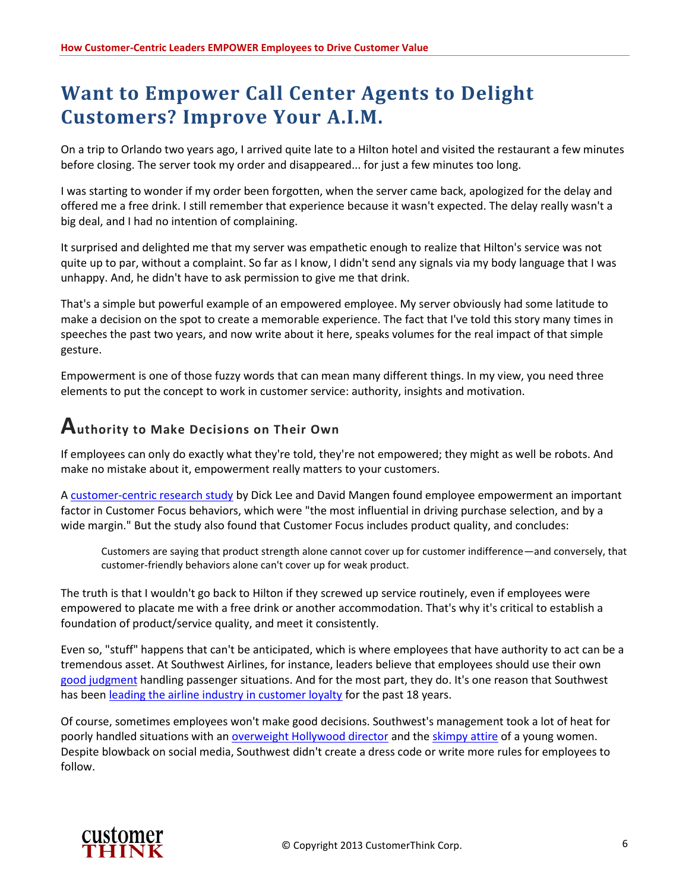# Want to Empower Call Center Agents to Delight Customers? Improve Your A.I.M.

On a trip to Orlando two years ago, I arrived quite late to a Hilton hotel and visited the restaurant a few minutes before closing. The server took my order and disappeared... for just a few minutes too long.

I was starting to wonder if my order been forgotten, when the server came back, apologized for the delay and offered me a free drink. I still remember that experience because it wasn't expected. The delay really wasn't a big deal, and I had no intention of complaining.

It surprised and delighted me that my server was empathetic enough to realize that Hilton's service was not quite up to par, without a complaint. So far as I know, I didn't send any signals via my body language that I was unhappy. And, he didn't have to ask permission to give me that drink.

That's a simple but powerful example of an empowered employee. My server obviously had some latitude to make a decision on the spot to create a memorable experience. The fact that I've told this story many times in speeches the past two years, and now write about it here, speaks volumes for the real impact of that simple gesture.

Empowerment is one of those fuzzy words that can mean many different things. In my view, you need three elements to put the concept to work in customer service: authority, insights and motivation.

## Authority to Make Decisions on Their Own

If employees can only do exactly what they're told, they're not empowered; they might as well be robots. And make no mistake about it, empowerment really matters to your customers.

A customer-centric research study by Dick Lee and David Mangen found employee empowerment an important factor in Customer Focus behaviors, which were "the most influential in driving purchase selection, and by a wide margin." But the study also found that Customer Focus includes product quality, and concludes:

> Customers are saying that product strength alone cannot cover up for customer indifference—and conversely, that customer-friendly behaviors alone can't cover up for weak product.

The truth is that I wouldn't go back to Hilton if they screwed up service routinely, even if employees were empowered to placate me with a free drink or another accommodation. That's why it's critical to establish a foundation of product/service quality, and meet it consistently.

Even so, "stuff" happens that can't be anticipated, which is where employees that have authority to act can be a tremendous asset. At Southwest Airlines, for instance, leaders believe that employees should use their own good judgment handling passenger situations. And for the most part, they do. It's one reason that Southwest has been leading the airline industry in customer loyalty for the past 18 years.

Of course, sometimes employees won't make good decisions. Southwest's management took a lot of heat for poorly handled situations with an overweight Hollywood director and the skimpy attire of a young women. Despite blowback on social media, Southwest didn't create a dress code or write more rules for employees to follow.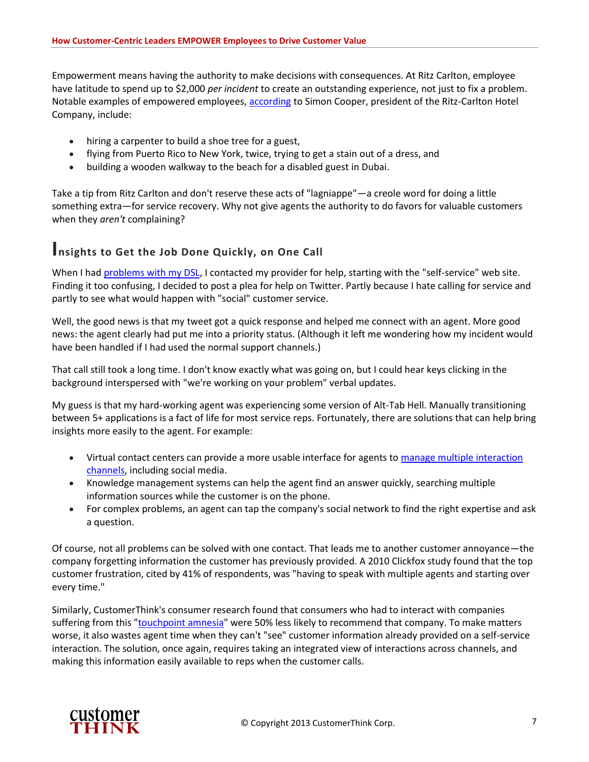Empowerment means having the authority to make decisions with consequences. At Ritz Carlton, employee have latitude to spend up to $2,000 *per incident* to create an outstanding experience, not just to fix a problem. Notable examples of empowered employees, according to Simon Cooper, president of the Ritz-Carlton Hotel Company, include:

- hiring a carpenter to build a shoe tree for a guest,
- flying from Puerto Rico to New York, twice, trying to get a stain out of a dress, and
- building a wooden walkway to the beach for a disabled guest in Dubai.

Take a tip from Ritz Carlton and don't reserve these acts of "lagniappe"—a creole word for doing a little something extra—for service recovery. Why not give agents the authority to do favors for valuable customers when they *aren't* complaining?

## Insights to Get the Job Done Quickly, on One Call

When I had problems with my DSL, I contacted my provider for help, starting with the "self-service" web site. Finding it too confusing, I decided to post a plea for help on Twitter. Partly because I hate calling for service and partly to see what would happen with "social" customer service.

Well, the good news is that my tweet got a quick response and helped me connect with an agent. More good news: the agent clearly had put me into a priority status. (Although it left me wondering how my incident would have been handled if I had used the normal support channels.)

That call still took a long time. I don't know exactly what was going on, but I could hear keys clicking in the background interspersed with "we're working on your problem" verbal updates.

My guess is that my hard-working agent was experiencing some version of Alt-Tab Hell. Manually transitioning between 5+ applications is a fact of life for most service reps. Fortunately, there are solutions that can help bring insights more easily to the agent. For example:

- Virtual contact centers can provide a more usable interface for agents to manage multiple interaction channels, including social media.
- Knowledge management systems can help the agent find an answer quickly, searching multiple information sources while the customer is on the phone.
- For complex problems, an agent can tap the company's social network to find the right expertise and ask a question.

Of course, not all problems can be solved with one contact. That leads me to another customer annoyance—the company forgetting information the customer has previously provided. A 2010 Clickfox study found that the top customer frustration, cited by 41% of respondents, was "having to speak with multiple agents and starting over every time."

Similarly, CustomerThink's consumer research found that consumers who had to interact with companies suffering from this "touchpoint amnesia" were 50% less likely to recommend that company. To make matters worse, it also wastes agent time when they can't "see" customer information already provided on a self-service interaction. The solution, once again, requires taking an integrated view of interactions across channels, and making this information easily available to reps when the customer calls.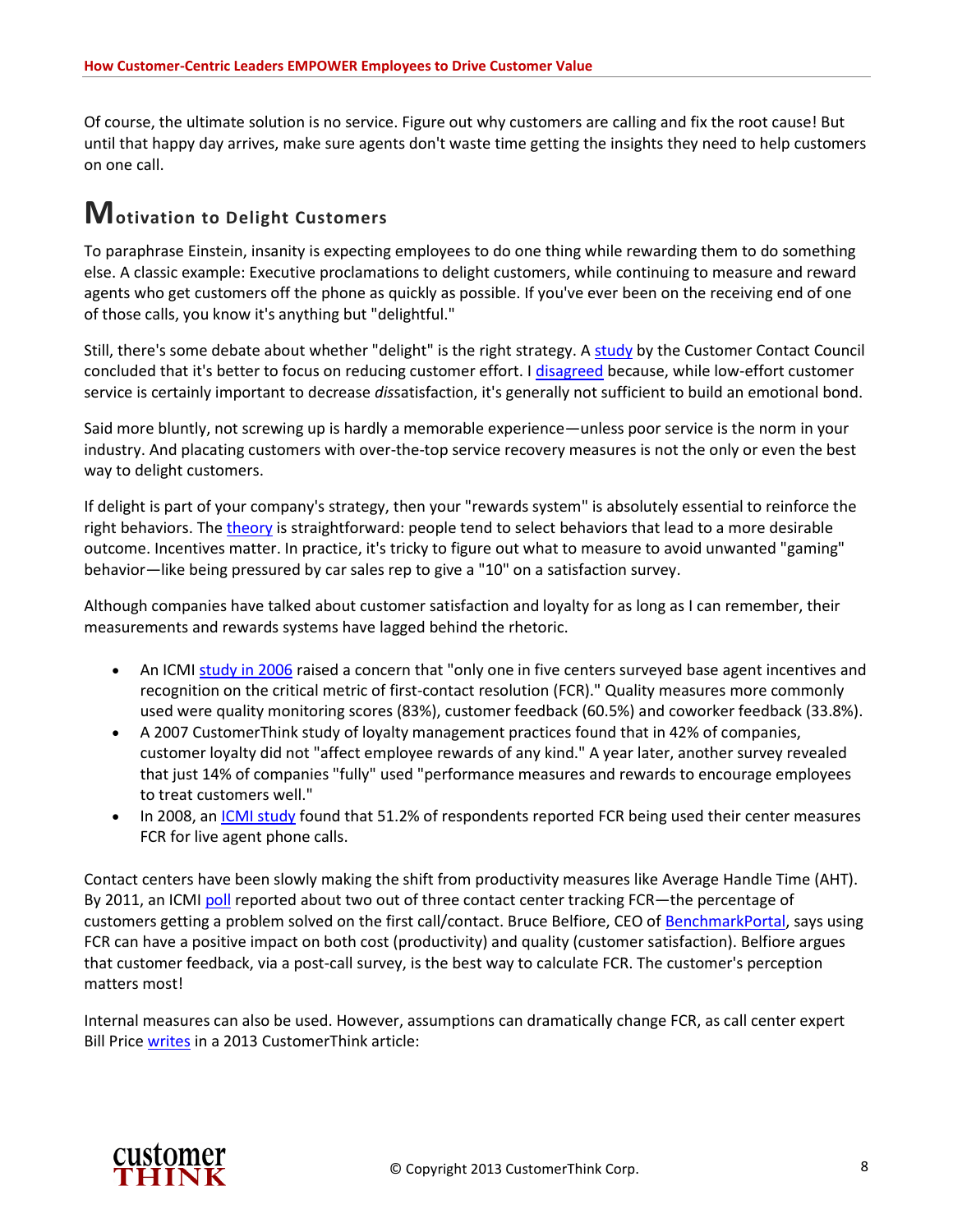Of course, the ultimate solution is no service. Figure out why customers are calling and fix the root cause! But until that happy day arrives, make sure agents don't waste time getting the insights they need to help customers on one call.

## Motivation to Delight Customers

To paraphrase Einstein, insanity is expecting employees to do one thing while rewarding them to do something else. A classic example: Executive proclamations to delight customers, while continuing to measure and reward agents who get customers off the phone as quickly as possible. If you've ever been on the receiving end of one of those calls, you know it's anything but "delightful."

Still, there's some debate about whether "delight" is the right strategy. A study by the Customer Contact Council concluded that it's better to focus on reducing customer effort. I disagreed because, while low-effort customer service is certainly important to decrease *dis*satisfaction, it's generally not sufficient to build an emotional bond.

Said more bluntly, not screwing up is hardly a memorable experience—unless poor service is the norm in your industry. And placating customers with over-the-top service recovery measures is not the only or even the best way to delight customers.

If delight is part of your company's strategy, then your "rewards system" is absolutely essential to reinforce the right behaviors. The theory is straightforward: people tend to select behaviors that lead to a more desirable outcome. Incentives matter. In practice, it's tricky to figure out what to measure to avoid unwanted "gaming" behavior—like being pressured by car sales rep to give a "10" on a satisfaction survey.

Although companies have talked about customer satisfaction and loyalty for as long as I can remember, their measurements and rewards systems have lagged behind the rhetoric.

- An ICMI study in 2006 raised a concern that "only one in five centers surveyed base agent incentives and recognition on the critical metric of first-contact resolution (FCR)." Quality measures more commonly used were quality monitoring scores (83%), customer feedback (60.5%) and coworker feedback (33.8%).
- A 2007 CustomerThink study of loyalty management practices found that in 42% of companies, customer loyalty did not "affect employee rewards of any kind." A year later, another survey revealed that just 14% of companies "fully" used "performance measures and rewards to encourage employees to treat customers well."
- In 2008, an ICMI study found that 51.2% of respondents reported FCR being used their center measures FCR for live agent phone calls.

Contact centers have been slowly making the shift from productivity measures like Average Handle Time (AHT). By 2011, an ICMI poll reported about two out of three contact center tracking FCR—the percentage of customers getting a problem solved on the first call/contact. Bruce Belfiore, CEO of BenchmarkPortal, says using FCR can have a positive impact on both cost (productivity) and quality (customer satisfaction). Belfiore argues that customer feedback, via a post-call survey, is the best way to calculate FCR. The customer's perception matters most!

Internal measures can also be used. However, assumptions can dramatically change FCR, as call center expert Bill Price writes in a 2013 CustomerThink article: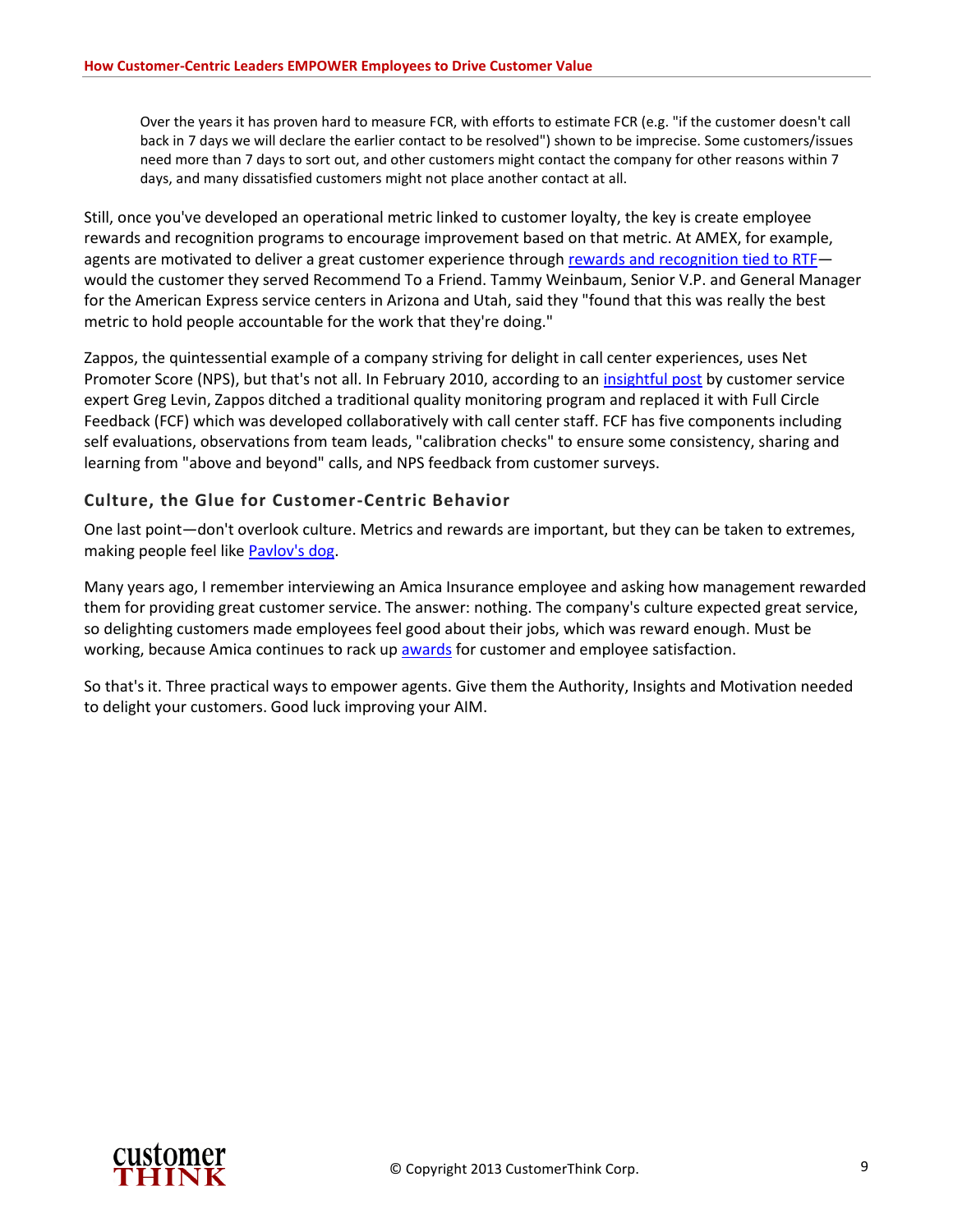> Over the years it has proven hard to measure FCR, with efforts to estimate FCR (e.g. "if the customer doesn't call back in 7 days we will declare the earlier contact to be resolved") shown to be imprecise. Some customers/issues need more than 7 days to sort out, and other customers might contact the company for other reasons within 7 days, and many dissatisfied customers might not place another contact at all.

Still, once you've developed an operational metric linked to customer loyalty, the key is create employee rewards and recognition programs to encourage improvement based on that metric. At AMEX, for example, agents are motivated to deliver a great customer experience through rewards and recognition tied to RTF—would the customer they served Recommend To a Friend. Tammy Weinbaum, Senior V.P. and General Manager for the American Express service centers in Arizona and Utah, said they "found that this was really the best metric to hold people accountable for the work that they're doing."

Zappos, the quintessential example of a company striving for delight in call center experiences, uses Net Promoter Score (NPS), but that's not all. In February 2010, according to an insightful post by customer service expert Greg Levin, Zappos ditched a traditional quality monitoring program and replaced it with Full Circle Feedback (FCF) which was developed collaboratively with call center staff. FCF has five components including self evaluations, observations from team leads, "calibration checks" to ensure some consistency, sharing and learning from "above and beyond" calls, and NPS feedback from customer surveys.

### Culture, the Glue for Customer-Centric Behavior

One last point—don't overlook culture. Metrics and rewards are important, but they can be taken to extremes, making people feel like Pavlov's dog.

Many years ago, I remember interviewing an Amica Insurance employee and asking how management rewarded them for providing great customer service. The answer: nothing. The company's culture expected great service, so delighting customers made employees feel good about their jobs, which was reward enough. Must be working, because Amica continues to rack up awards for customer and employee satisfaction.

So that's it. Three practical ways to empower agents. Give them the Authority, Insights and Motivation needed to delight your customers. Good luck improving your AIM.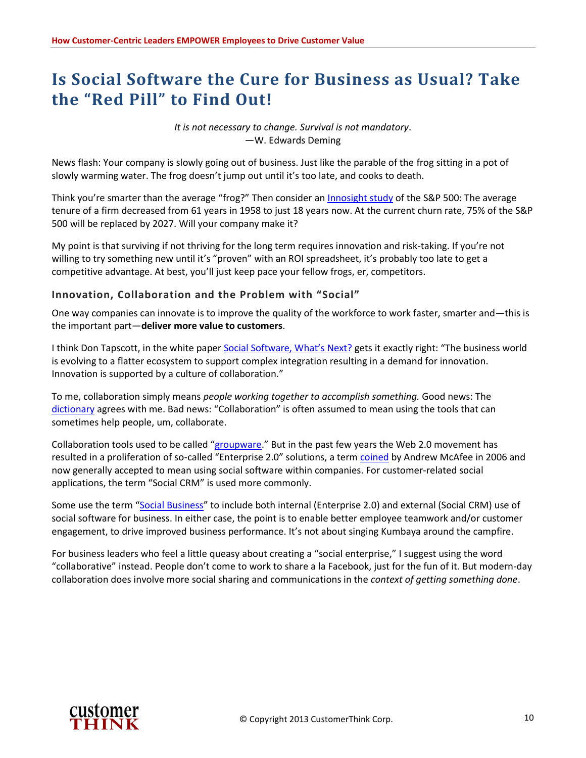# Is Social Software the Cure for Business as Usual? Take the "Red Pill" to Find Out!

*It is not necessary to change. Survival is not mandatory*.
—W. Edwards Deming

News flash: Your company is slowly going out of business. Just like the parable of the frog sitting in a pot of slowly warming water. The frog doesn't jump out until it's too late, and cooks to death.

Think you're smarter than the average "frog?" Then consider an Innosight study of the S&P 500: The average tenure of a firm decreased from 61 years in 1958 to just 18 years now. At the current churn rate, 75% of the S&P 500 will be replaced by 2027. Will your company make it?

My point is that surviving if not thriving for the long term requires innovation and risk-taking. If you're not willing to try something new until it's "proven" with an ROI spreadsheet, it's probably too late to get a competitive advantage. At best, you'll just keep pace your fellow frogs, er, competitors.

### Innovation, Collaboration and the Problem with "Social"

One way companies can innovate is to improve the quality of the workforce to work faster, smarter and—this is the important part—**deliver more value to customers**.

I think Don Tapscott, in the white paper Social Software, What's Next? gets it exactly right: "The business world is evolving to a flatter ecosystem to support complex integration resulting in a demand for innovation. Innovation is supported by a culture of collaboration."

To me, collaboration simply means *people working together to accomplish something.* Good news: The dictionary agrees with me. Bad news: "Collaboration" is often assumed to mean using the tools that can sometimes help people, um, collaborate.

Collaboration tools used to be called "groupware." But in the past few years the Web 2.0 movement has resulted in a proliferation of so-called "Enterprise 2.0" solutions, a term coined by Andrew McAfee in 2006 and now generally accepted to mean using social software within companies. For customer-related social applications, the term "Social CRM" is used more commonly.

Some use the term "Social Business" to include both internal (Enterprise 2.0) and external (Social CRM) use of social software for business. In either case, the point is to enable better employee teamwork and/or customer engagement, to drive improved business performance. It's not about singing Kumbaya around the campfire.

For business leaders who feel a little queasy about creating a "social enterprise," I suggest using the word "collaborative" instead. People don't come to work to share a la Facebook, just for the fun of it. But modern-day collaboration does involve more social sharing and communications in the *context of getting something done*.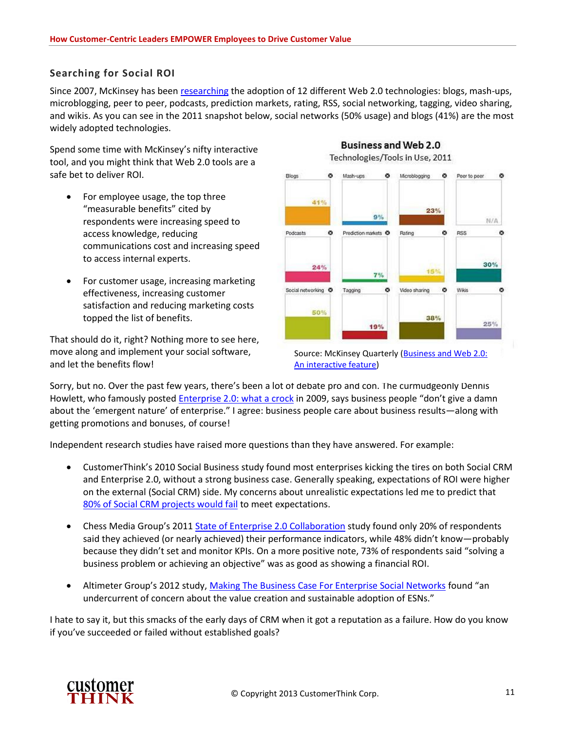## Searching for Social ROI

Since 2007, McKinsey has been researching the adoption of 12 different Web 2.0 technologies: blogs, mash-ups, microblogging, peer to peer, podcasts, prediction markets, rating, RSS, social networking, tagging, video sharing, and wikis. As you can see in the 2011 snapshot below, social networks (50% usage) and blogs (41%) are the most widely adopted technologies.

Spend some time with McKinsey's nifty interactive tool, and you might think that Web 2.0 tools are a safe bet to deliver ROI.

- For employee usage, the top three "measurable benefits" cited by respondents were increasing speed to access knowledge, reducing communications cost and increasing speed to access internal experts.
- For customer usage, increasing marketing effectiveness, increasing customer satisfaction and reducing marketing costs topped the list of benefits.

That should do it, right? Nothing more to see here, move along and implement your social software, and let the benefits flow!

**Business and Web 2.0**
Technologies/Tools in Use, 2011

| Technology | Usage |
|---|---|
| Blogs | 41% |
| Mash-ups | 9% |
| Microblogging | 23% |
| Peer to peer | N/A |
| Podcasts | 24% |
| Prediction markets | 7% |
| Rating | 15% |
| RSS | 30% |
| Social networking | 50% |
| Tagging | 19% |
| Video sharing | 38% |
| Wikis | 25% |

Source: McKinsey Quarterly (Business and Web 2.0: An interactive feature)

Sorry, but no. Over the past few years, there's been a lot of debate pro and con. The curmudgeonly Dennis Howlett, who famously posted Enterprise 2.0: what a crock in 2009, says business people "don't give a damn about the 'emergent nature' of enterprise." I agree: business people care about business results—along with getting promotions and bonuses, of course!

Independent research studies have raised more questions than they have answered. For example:

- CustomerThink's 2010 Social Business study found most enterprises kicking the tires on both Social CRM and Enterprise 2.0, without a strong business case. Generally speaking, expectations of ROI were higher on the external (Social CRM) side. My concerns about unrealistic expectations led me to predict that 80% of Social CRM projects would fail to meet expectations.
- Chess Media Group's 2011 State of Enterprise 2.0 Collaboration study found only 20% of respondents said they achieved (or nearly achieved) their performance indicators, while 48% didn't know—probably because they didn't set and monitor KPIs. On a more positive note, 73% of respondents said "solving a business problem or achieving an objective" was as good as showing a financial ROI.
- Altimeter Group's 2012 study, Making The Business Case For Enterprise Social Networks found "an undercurrent of concern about the value creation and sustainable adoption of ESNs."

I hate to say it, but this smacks of the early days of CRM when it got a reputation as a failure. How do you know if you've succeeded or failed without established goals?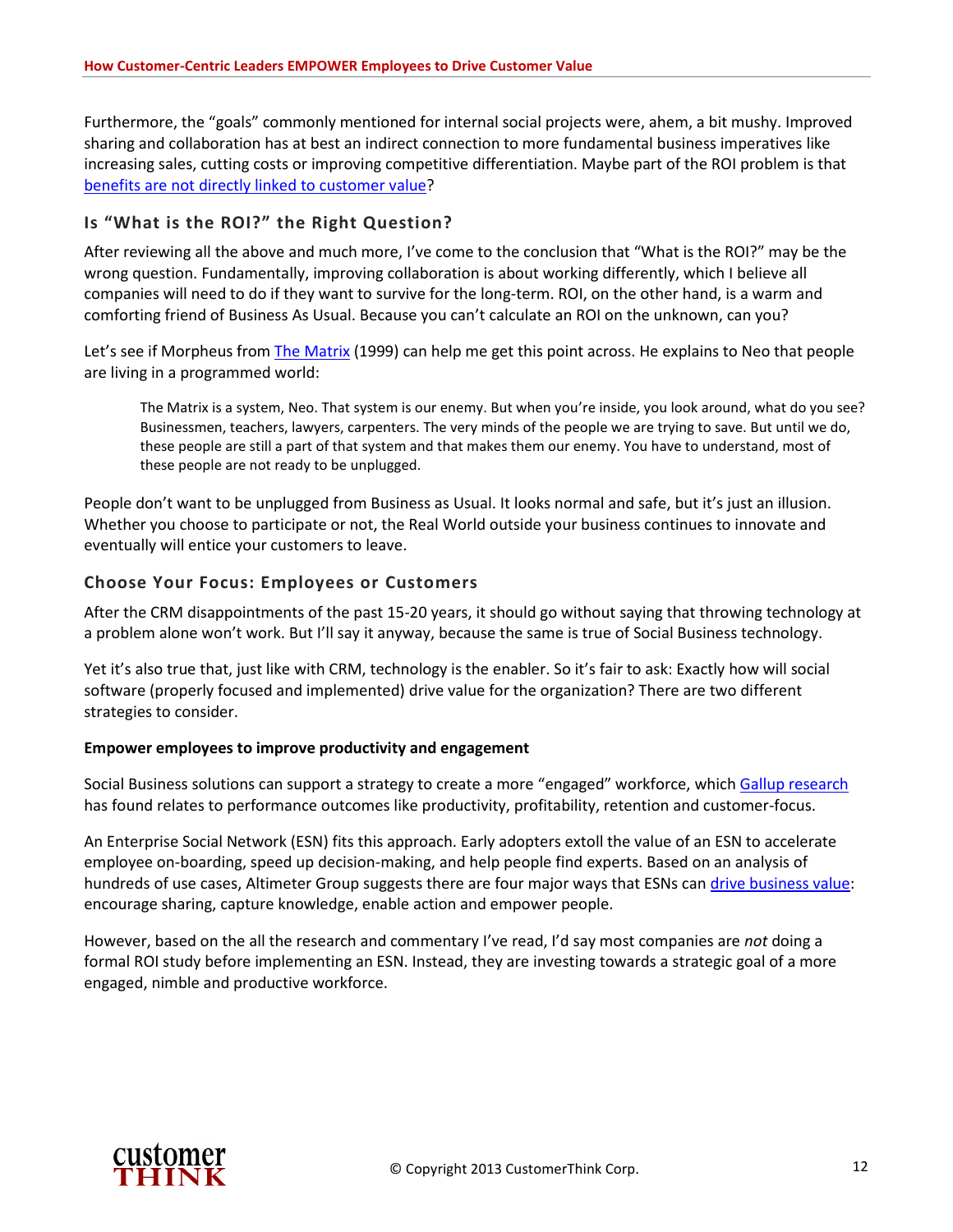Furthermore, the “goals” commonly mentioned for internal social projects were, ahem, a bit mushy. Improved sharing and collaboration has at best an indirect connection to more fundamental business imperatives like increasing sales, cutting costs or improving competitive differentiation. Maybe part of the ROI problem is that benefits are not directly linked to customer value?

## Is “What is the ROI?” the Right Question?

After reviewing all the above and much more, I’ve come to the conclusion that “What is the ROI?” may be the wrong question. Fundamentally, improving collaboration is about working differently, which I believe all companies will need to do if they want to survive for the long-term. ROI, on the other hand, is a warm and comforting friend of Business As Usual. Because you can’t calculate an ROI on the unknown, can you?

Let’s see if Morpheus from The Matrix (1999) can help me get this point across. He explains to Neo that people are living in a programmed world:

> The Matrix is a system, Neo. That system is our enemy. But when you’re inside, you look around, what do you see? Businessmen, teachers, lawyers, carpenters. The very minds of the people we are trying to save. But until we do, these people are still a part of that system and that makes them our enemy. You have to understand, most of these people are not ready to be unplugged.

People don’t want to be unplugged from Business as Usual. It looks normal and safe, but it’s just an illusion. Whether you choose to participate or not, the Real World outside your business continues to innovate and eventually will entice your customers to leave.

## Choose Your Focus: Employees or Customers

After the CRM disappointments of the past 15-20 years, it should go without saying that throwing technology at a problem alone won’t work. But I’ll say it anyway, because the same is true of Social Business technology.

Yet it’s also true that, just like with CRM, technology is the enabler. So it’s fair to ask: Exactly how will social software (properly focused and implemented) drive value for the organization? There are two different strategies to consider.

**Empower employees to improve productivity and engagement**

Social Business solutions can support a strategy to create a more “engaged” workforce, which Gallup research has found relates to performance outcomes like productivity, profitability, retention and customer-focus.

An Enterprise Social Network (ESN) fits this approach. Early adopters extoll the value of an ESN to accelerate employee on-boarding, speed up decision-making, and help people find experts. Based on an analysis of hundreds of use cases, Altimeter Group suggests there are four major ways that ESNs can drive business value: encourage sharing, capture knowledge, enable action and empower people.

However, based on the all the research and commentary I’ve read, I’d say most companies are *not* doing a formal ROI study before implementing an ESN. Instead, they are investing towards a strategic goal of a more engaged, nimble and productive workforce.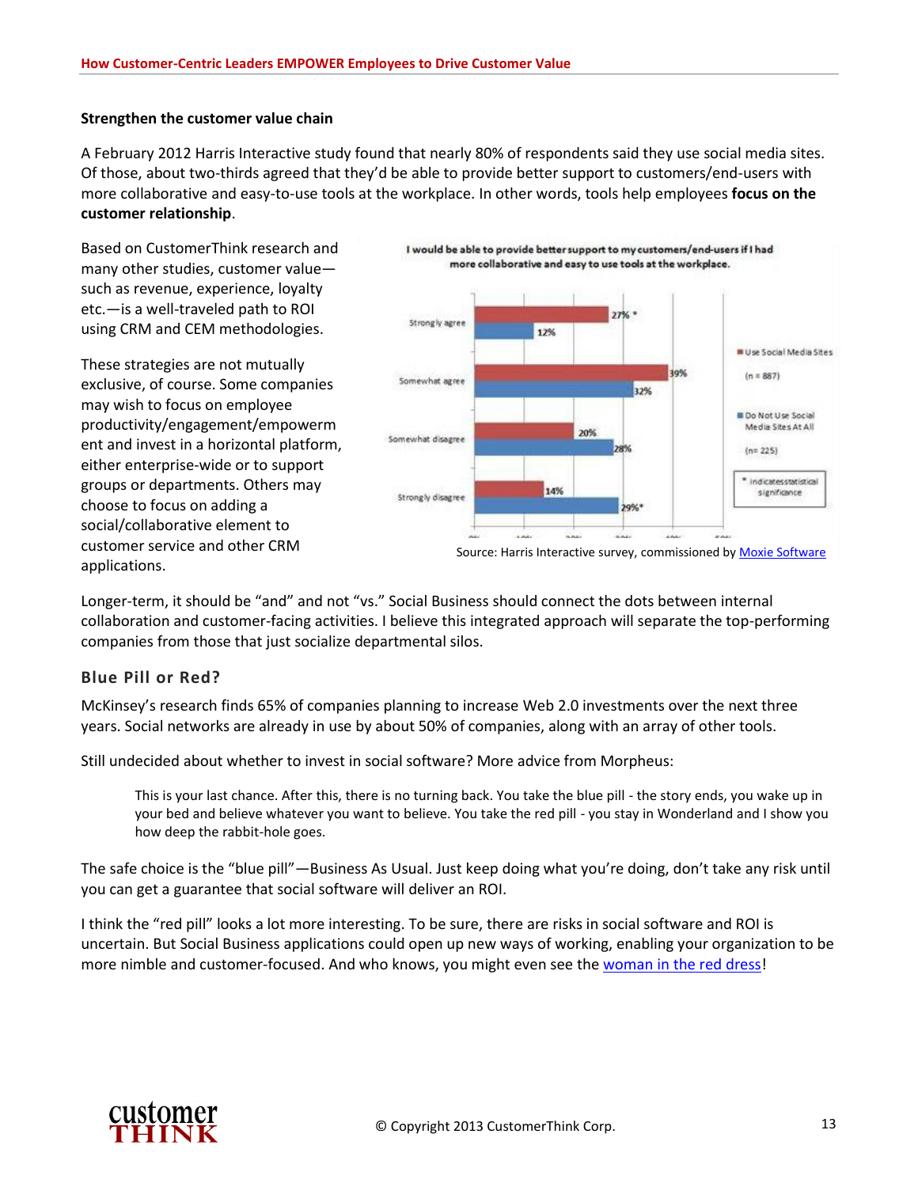**Strengthen the customer value chain**

A February 2012 Harris Interactive study found that nearly 80% of respondents said they use social media sites. Of those, about two-thirds agreed that they'd be able to provide better support to customers/end-users with more collaborative and easy-to-use tools at the workplace. In other words, tools help employees **focus on the customer relationship**.

Based on CustomerThink research and many other studies, customer value—such as revenue, experience, loyalty etc.—is a well-traveled path to ROI using CRM and CEM methodologies.

These strategies are not mutually exclusive, of course. Some companies may wish to focus on employee productivity/engagement/empowerment and invest in a horizontal platform, either enterprise-wide or to support groups or departments. Others may choose to focus on adding a social/collaborative element to customer service and other CRM applications.

I would be able to provide better support to my customers/end-users if I had more collaborative and easy to use tools at the workplace.

Strongly agree
27% *
12%
Somewhat agree
39%
32%
Somewhat disagree
20%
28%
Strongly disagree
14%
29%*

Use Social Media Sites (n = 887)
Do Not Use Social Media Sites At All (n= 225)
* indicates statistical significance

Source: Harris Interactive survey, commissioned by Moxie Software

Longer-term, it should be "and" and not "vs." Social Business should connect the dots between internal collaboration and customer-facing activities. I believe this integrated approach will separate the top-performing companies from those that just socialize departmental silos.

## Blue Pill or Red?

McKinsey's research finds 65% of companies planning to increase Web 2.0 investments over the next three years. Social networks are already in use by about 50% of companies, along with an array of other tools.

Still undecided about whether to invest in social software? More advice from Morpheus:

> This is your last chance. After this, there is no turning back. You take the blue pill - the story ends, you wake up in your bed and believe whatever you want to believe. You take the red pill - you stay in Wonderland and I show you how deep the rabbit-hole goes.

The safe choice is the "blue pill"—Business As Usual. Just keep doing what you're doing, don't take any risk until you can get a guarantee that social software will deliver an ROI.

I think the "red pill" looks a lot more interesting. To be sure, there are risks in social software and ROI is uncertain. But Social Business applications could open up new ways of working, enabling your organization to be more nimble and customer-focused. And who knows, you might even see the woman in the red dress!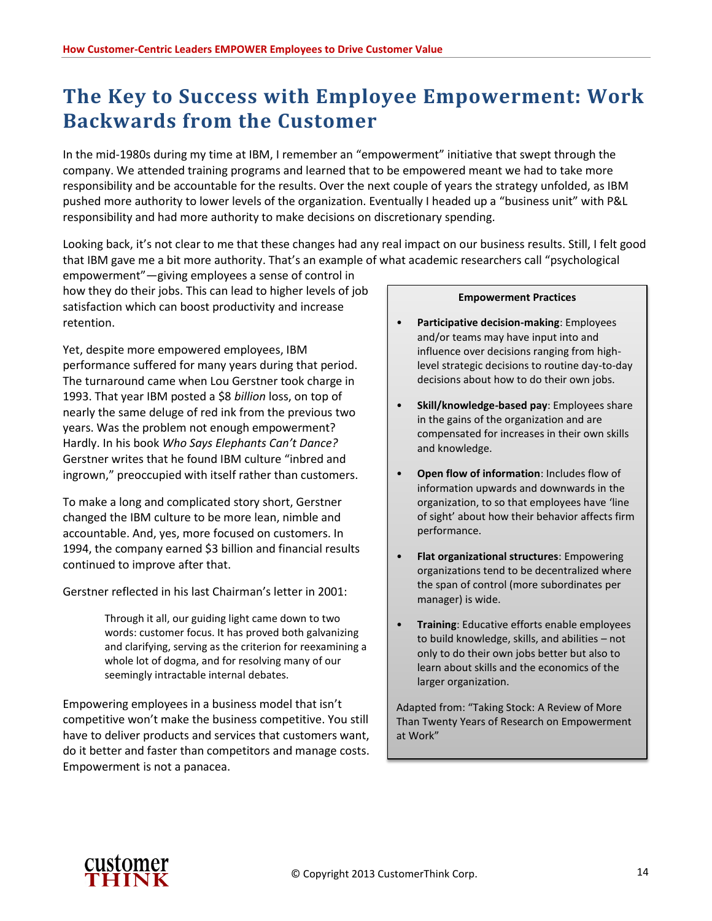# The Key to Success with Employee Empowerment: Work Backwards from the Customer

In the mid-1980s during my time at IBM, I remember an "empowerment" initiative that swept through the company. We attended training programs and learned that to be empowered meant we had to take more responsibility and be accountable for the results. Over the next couple of years the strategy unfolded, as IBM pushed more authority to lower levels of the organization. Eventually I headed up a "business unit" with P&L responsibility and had more authority to make decisions on discretionary spending.

Looking back, it's not clear to me that these changes had any real impact on our business results. Still, I felt good that IBM gave me a bit more authority. That's an example of what academic researchers call "psychological empowerment"—giving employees a sense of control in how they do their jobs. This can lead to higher levels of job satisfaction which can boost productivity and increase retention.

Yet, despite more empowered employees, IBM performance suffered for many years during that period. The turnaround came when Lou Gerstner took charge in 1993. That year IBM posted a $8 *billion* loss, on top of nearly the same deluge of red ink from the previous two years. Was the problem not enough empowerment? Hardly. In his book *Who Says Elephants Can't Dance?* Gerstner writes that he found IBM culture "inbred and ingrown," preoccupied with itself rather than customers.

To make a long and complicated story short, Gerstner changed the IBM culture to be more lean, nimble and accountable. And, yes, more focused on customers. In 1994, the company earned $3 billion and financial results continued to improve after that.

Gerstner reflected in his last Chairman's letter in 2001:

> Through it all, our guiding light came down to two words: customer focus. It has proved both galvanizing and clarifying, serving as the criterion for reexamining a whole lot of dogma, and for resolving many of our seemingly intractable internal debates.

Empowering employees in a business model that isn't competitive won't make the business competitive. You still have to deliver products and services that customers want, do it better and faster than competitors and manage costs. Empowerment is not a panacea.

**Empowerment Practices**

- **Participative decision-making**: Employees and/or teams may have input into and influence over decisions ranging from high-level strategic decisions to routine day-to-day decisions about how to do their own jobs.
- **Skill/knowledge-based pay**: Employees share in the gains of the organization and are compensated for increases in their own skills and knowledge.
- **Open flow of information**: Includes flow of information upwards and downwards in the organization, to so that employees have 'line of sight' about how their behavior affects firm performance.
- **Flat organizational structures**: Empowering organizations tend to be decentralized where the span of control (more subordinates per manager) is wide.
- **Training**: Educative efforts enable employees to build knowledge, skills, and abilities – not only to do their own jobs better but also to learn about skills and the economics of the larger organization.

Adapted from: "Taking Stock: A Review of More Than Twenty Years of Research on Empowerment at Work"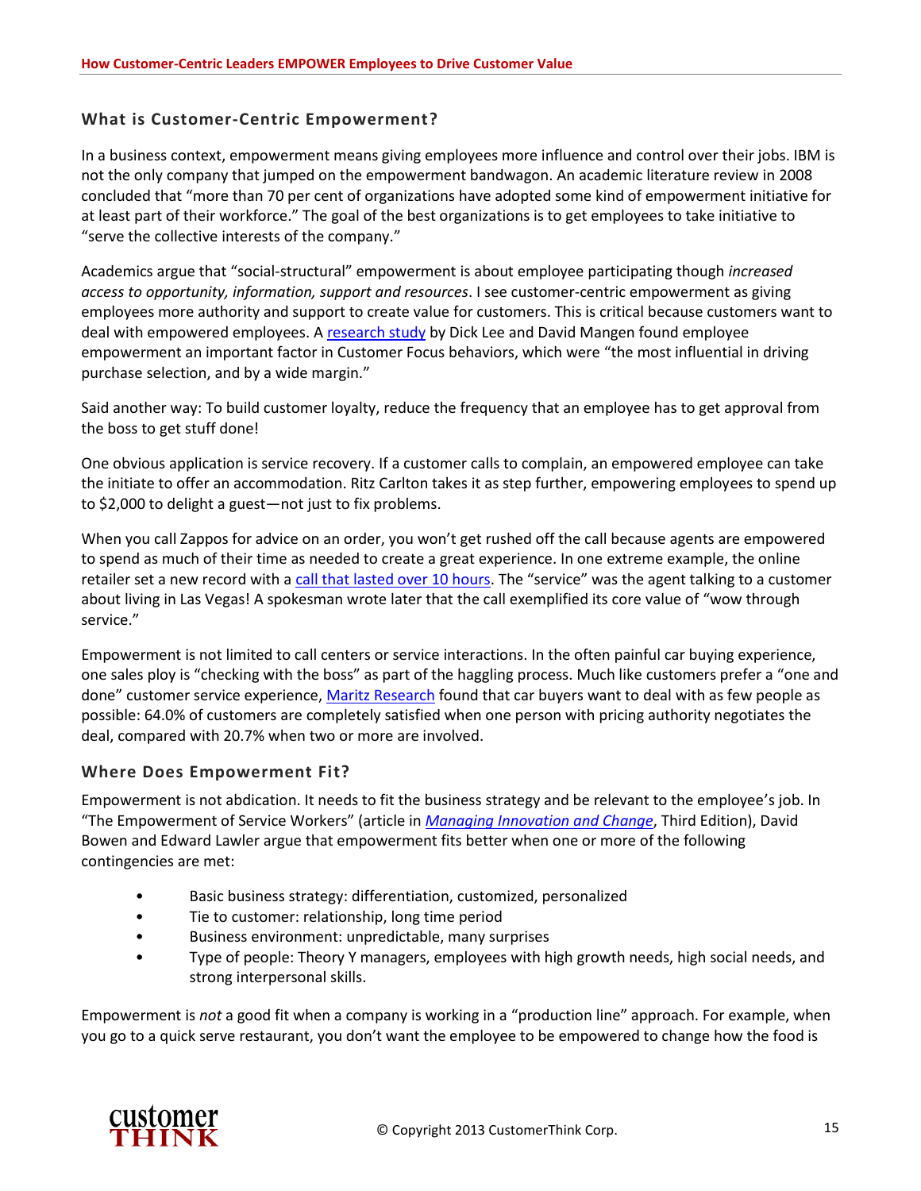## What is Customer-Centric Empowerment?

In a business context, empowerment means giving employees more influence and control over their jobs. IBM is not the only company that jumped on the empowerment bandwagon. An academic literature review in 2008 concluded that "more than 70 per cent of organizations have adopted some kind of empowerment initiative for at least part of their workforce." The goal of the best organizations is to get employees to take initiative to "serve the collective interests of the company."

Academics argue that "social-structural" empowerment is about employee participating though *increased access to opportunity, information, support and resources*. I see customer-centric empowerment as giving employees more authority and support to create value for customers. This is critical because customers want to deal with empowered employees. A [research study](#) by Dick Lee and David Mangen found employee empowerment an important factor in Customer Focus behaviors, which were "the most influential in driving purchase selection, and by a wide margin."

Said another way: To build customer loyalty, reduce the frequency that an employee has to get approval from the boss to get stuff done!

One obvious application is service recovery. If a customer calls to complain, an empowered employee can take the initiate to offer an accommodation. Ritz Carlton takes it as step further, empowering employees to spend up to $2,000 to delight a guest—not just to fix problems.

When you call Zappos for advice on an order, you won't get rushed off the call because agents are empowered to spend as much of their time as needed to create a great experience. In one extreme example, the online retailer set a new record with a [call that lasted over 10 hours](#). The "service" was the agent talking to a customer about living in Las Vegas! A spokesman wrote later that the call exemplified its core value of "wow through service."

Empowerment is not limited to call centers or service interactions. In the often painful car buying experience, one sales ploy is "checking with the boss" as part of the haggling process. Much like customers prefer a "one and done" customer service experience, [Maritz Research](#) found that car buyers want to deal with as few people as possible: 64.0% of customers are completely satisfied when one person with pricing authority negotiates the deal, compared with 20.7% when two or more are involved.

### Where Does Empowerment Fit?

Empowerment is not abdication. It needs to fit the business strategy and be relevant to the employee's job. In "The Empowerment of Service Workers" (article in [*Managing Innovation and Change*](#), Third Edition), David Bowen and Edward Lawler argue that empowerment fits better when one or more of the following contingencies are met:

- Basic business strategy: differentiation, customized, personalized
- Tie to customer: relationship, long time period
- Business environment: unpredictable, many surprises
- Type of people: Theory Y managers, employees with high growth needs, high social needs, and strong interpersonal skills.

Empowerment is *not* a good fit when a company is working in a "production line" approach. For example, when you go to a quick serve restaurant, you don't want the employee to be empowered to change how the food is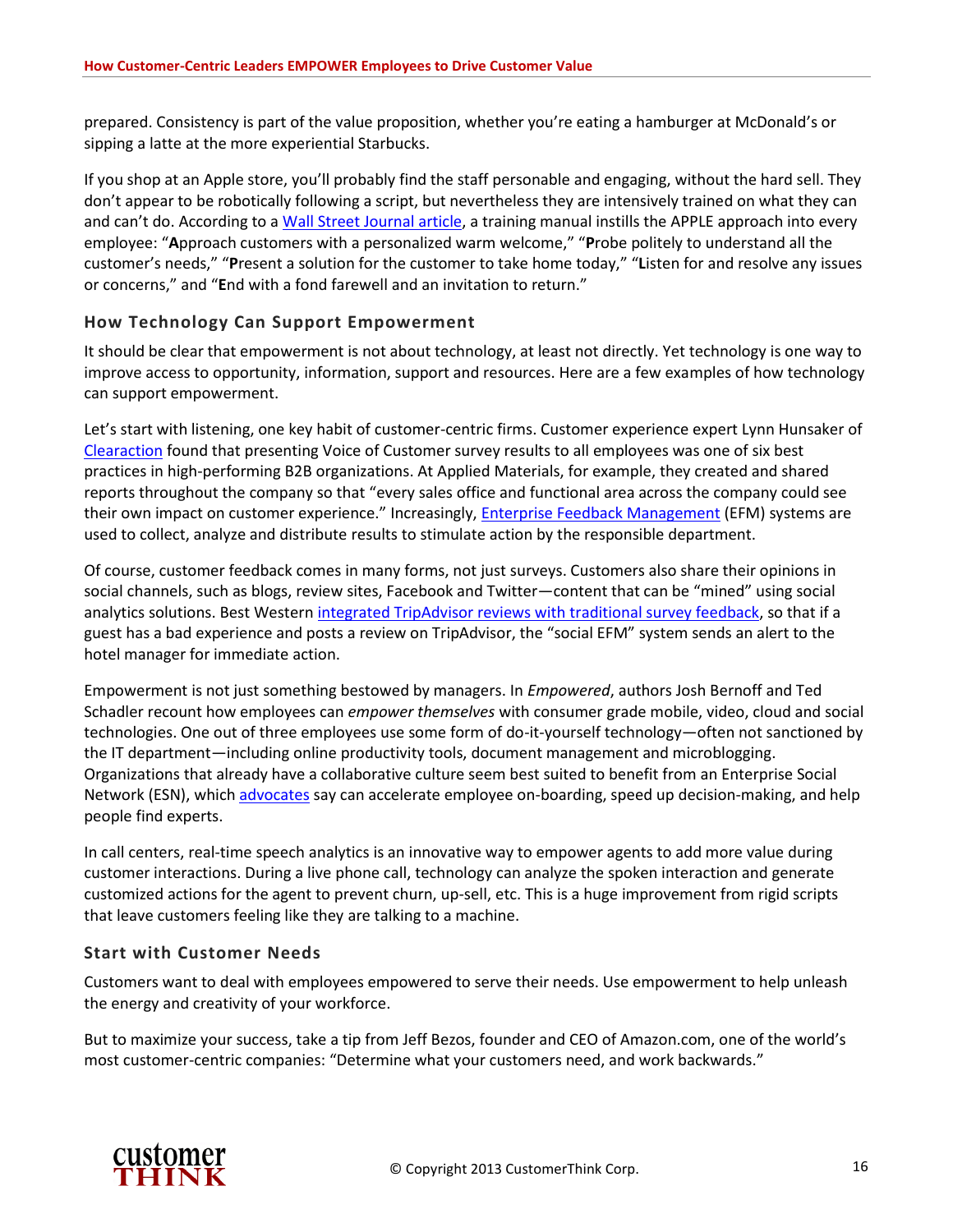prepared. Consistency is part of the value proposition, whether you're eating a hamburger at McDonald's or sipping a latte at the more experiential Starbucks.

If you shop at an Apple store, you'll probably find the staff personable and engaging, without the hard sell. They don't appear to be robotically following a script, but nevertheless they are intensively trained on what they can and can't do. According to a Wall Street Journal article, a training manual instills the APPLE approach into every employee: "**A**pproach customers with a personalized warm welcome," "**P**robe politely to understand all the customer's needs," "**P**resent a solution for the customer to take home today," "**L**isten for and resolve any issues or concerns," and "**E**nd with a fond farewell and an invitation to return."

### How Technology Can Support Empowerment

It should be clear that empowerment is not about technology, at least not directly. Yet technology is one way to improve access to opportunity, information, support and resources. Here are a few examples of how technology can support empowerment.

Let's start with listening, one key habit of customer-centric firms. Customer experience expert Lynn Hunsaker of Clearaction found that presenting Voice of Customer survey results to all employees was one of six best practices in high-performing B2B organizations. At Applied Materials, for example, they created and shared reports throughout the company so that "every sales office and functional area across the company could see their own impact on customer experience." Increasingly, Enterprise Feedback Management (EFM) systems are used to collect, analyze and distribute results to stimulate action by the responsible department.

Of course, customer feedback comes in many forms, not just surveys. Customers also share their opinions in social channels, such as blogs, review sites, Facebook and Twitter—content that can be "mined" using social analytics solutions. Best Western integrated TripAdvisor reviews with traditional survey feedback, so that if a guest has a bad experience and posts a review on TripAdvisor, the "social EFM" system sends an alert to the hotel manager for immediate action.

Empowerment is not just something bestowed by managers. In *Empowered*, authors Josh Bernoff and Ted Schadler recount how employees can *empower themselves* with consumer grade mobile, video, cloud and social technologies. One out of three employees use some form of do-it-yourself technology—often not sanctioned by the IT department—including online productivity tools, document management and microblogging. Organizations that already have a collaborative culture seem best suited to benefit from an Enterprise Social Network (ESN), which advocates say can accelerate employee on-boarding, speed up decision-making, and help people find experts.

In call centers, real-time speech analytics is an innovative way to empower agents to add more value during customer interactions. During a live phone call, technology can analyze the spoken interaction and generate customized actions for the agent to prevent churn, up-sell, etc. This is a huge improvement from rigid scripts that leave customers feeling like they are talking to a machine.

### Start with Customer Needs

Customers want to deal with employees empowered to serve their needs. Use empowerment to help unleash the energy and creativity of your workforce.

But to maximize your success, take a tip from Jeff Bezos, founder and CEO of Amazon.com, one of the world's most customer-centric companies: "Determine what your customers need, and work backwards."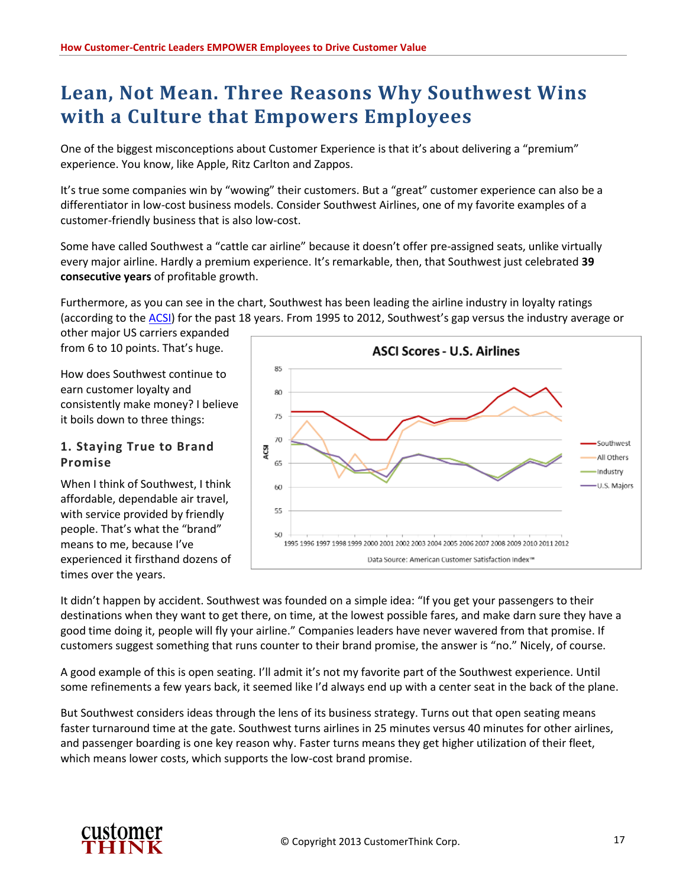# Lean, Not Mean. Three Reasons Why Southwest Wins with a Culture that Empowers Employees

One of the biggest misconceptions about Customer Experience is that it's about delivering a "premium" experience. You know, like Apple, Ritz Carlton and Zappos.

It's true some companies win by "wowing" their customers. But a "great" customer experience can also be a differentiator in low-cost business models. Consider Southwest Airlines, one of my favorite examples of a customer-friendly business that is also low-cost.

Some have called Southwest a "cattle car airline" because it doesn't offer pre-assigned seats, unlike virtually every major airline. Hardly a premium experience. It's remarkable, then, that Southwest just celebrated **39 consecutive years** of profitable growth.

Furthermore, as you can see in the chart, Southwest has been leading the airline industry in loyalty ratings (according to the ACSI) for the past 18 years. From 1995 to 2012, Southwest's gap versus the industry average or other major US carriers expanded from 6 to 10 points. That's huge.

How does Southwest continue to earn customer loyalty and consistently make money? I believe it boils down to three things:

### 1. Staying True to Brand Promise

When I think of Southwest, I think affordable, dependable air travel, with service provided by friendly people. That's what the "brand" means to me, because I've experienced it firsthand dozens of times over the years.

It didn't happen by accident. Southwest was founded on a simple idea: "If you get your passengers to their destinations when they want to get there, on time, at the lowest possible fares, and make darn sure they have a good time doing it, people will fly your airline." Companies leaders have never wavered from that promise. If customers suggest something that runs counter to their brand promise, the answer is "no." Nicely, of course.

A good example of this is open seating. I'll admit it's not my favorite part of the Southwest experience. Until some refinements a few years back, it seemed like I'd always end up with a center seat in the back of the plane.

But Southwest considers ideas through the lens of its business strategy. Turns out that open seating means faster turnaround time at the gate. Southwest turns airlines in 25 minutes versus 40 minutes for other airlines, and passenger boarding is one key reason why. Faster turns means they get higher utilization of their fleet, which means lower costs, which supports the low-cost brand promise.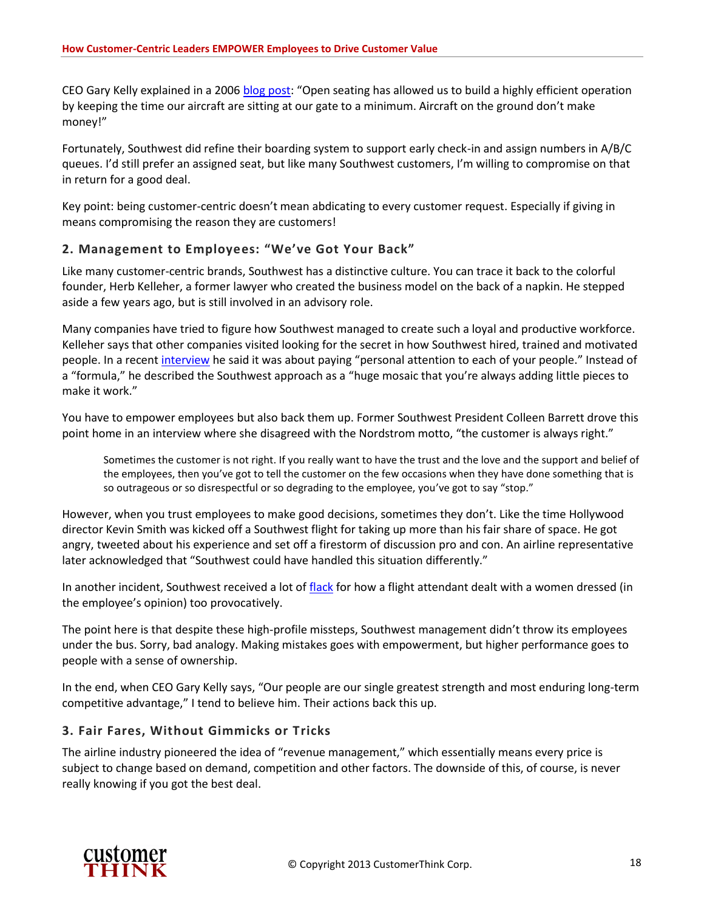CEO Gary Kelly explained in a 2006 blog post: "Open seating has allowed us to build a highly efficient operation by keeping the time our aircraft are sitting at our gate to a minimum. Aircraft on the ground don't make money!"

Fortunately, Southwest did refine their boarding system to support early check-in and assign numbers in A/B/C queues. I'd still prefer an assigned seat, but like many Southwest customers, I'm willing to compromise on that in return for a good deal.

Key point: being customer-centric doesn't mean abdicating to every customer request. Especially if giving in means compromising the reason they are customers!

### 2. Management to Employees: "We've Got Your Back"

Like many customer-centric brands, Southwest has a distinctive culture. You can trace it back to the colorful founder, Herb Kelleher, a former lawyer who created the business model on the back of a napkin. He stepped aside a few years ago, but is still involved in an advisory role.

Many companies have tried to figure how Southwest managed to create such a loyal and productive workforce. Kelleher says that other companies visited looking for the secret in how Southwest hired, trained and motivated people. In a recent interview he said it was about paying "personal attention to each of your people." Instead of a "formula," he described the Southwest approach as a "huge mosaic that you're always adding little pieces to make it work."

You have to empower employees but also back them up. Former Southwest President Colleen Barrett drove this point home in an interview where she disagreed with the Nordstrom motto, "the customer is always right."

> Sometimes the customer is not right. If you really want to have the trust and the love and the support and belief of the employees, then you've got to tell the customer on the few occasions when they have done something that is so outrageous or so disrespectful or so degrading to the employee, you've got to say "stop."

However, when you trust employees to make good decisions, sometimes they don't. Like the time Hollywood director Kevin Smith was kicked off a Southwest flight for taking up more than his fair share of space. He got angry, tweeted about his experience and set off a firestorm of discussion pro and con. An airline representative later acknowledged that "Southwest could have handled this situation differently."

In another incident, Southwest received a lot of flack for how a flight attendant dealt with a women dressed (in the employee's opinion) too provocatively.

The point here is that despite these high-profile missteps, Southwest management didn't throw its employees under the bus. Sorry, bad analogy. Making mistakes goes with empowerment, but higher performance goes to people with a sense of ownership.

In the end, when CEO Gary Kelly says, "Our people are our single greatest strength and most enduring long-term competitive advantage," I tend to believe him. Their actions back this up.

### 3. Fair Fares, Without Gimmicks or Tricks

The airline industry pioneered the idea of "revenue management," which essentially means every price is subject to change based on demand, competition and other factors. The downside of this, of course, is never really knowing if you got the best deal.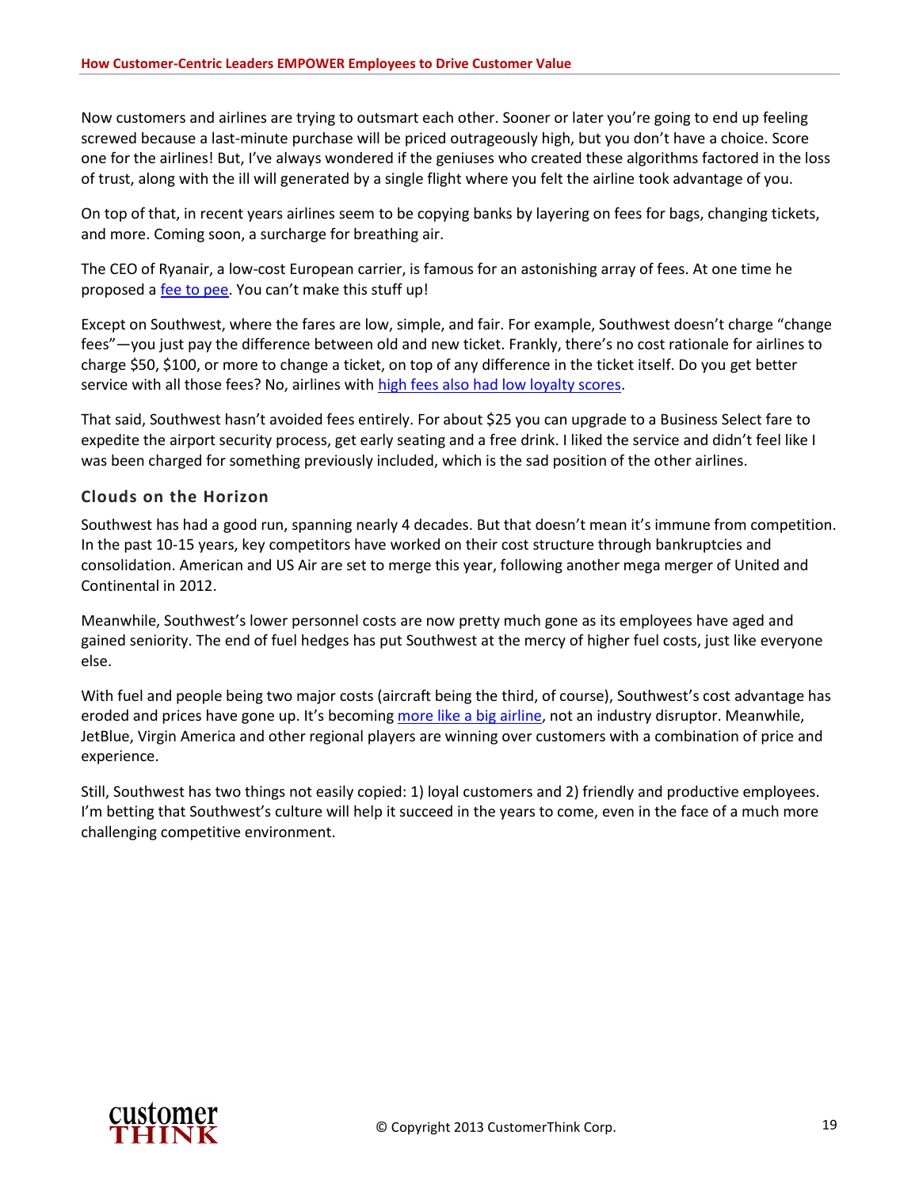Now customers and airlines are trying to outsmart each other. Sooner or later you're going to end up feeling screwed because a last-minute purchase will be priced outrageously high, but you don't have a choice. Score one for the airlines! But, I've always wondered if the geniuses who created these algorithms factored in the loss of trust, along with the ill will generated by a single flight where you felt the airline took advantage of you.

On top of that, in recent years airlines seem to be copying banks by layering on fees for bags, changing tickets, and more. Coming soon, a surcharge for breathing air.

The CEO of Ryanair, a low-cost European carrier, is famous for an astonishing array of fees. At one time he proposed a fee to pee. You can't make this stuff up!

Except on Southwest, where the fares are low, simple, and fair. For example, Southwest doesn't charge "change fees"—you just pay the difference between old and new ticket. Frankly, there's no cost rationale for airlines to charge $50, $100, or more to change a ticket, on top of any difference in the ticket itself. Do you get better service with all those fees? No, airlines with high fees also had low loyalty scores.

That said, Southwest hasn't avoided fees entirely. For about $25 you can upgrade to a Business Select fare to expedite the airport security process, get early seating and a free drink. I liked the service and didn't feel like I was been charged for something previously included, which is the sad position of the other airlines.

### Clouds on the Horizon

Southwest has had a good run, spanning nearly 4 decades. But that doesn't mean it's immune from competition. In the past 10-15 years, key competitors have worked on their cost structure through bankruptcies and consolidation. American and US Air are set to merge this year, following another mega merger of United and Continental in 2012.

Meanwhile, Southwest's lower personnel costs are now pretty much gone as its employees have aged and gained seniority. The end of fuel hedges has put Southwest at the mercy of higher fuel costs, just like everyone else.

With fuel and people being two major costs (aircraft being the third, of course), Southwest's cost advantage has eroded and prices have gone up. It's becoming more like a big airline, not an industry disruptor. Meanwhile, JetBlue, Virgin America and other regional players are winning over customers with a combination of price and experience.

Still, Southwest has two things not easily copied: 1) loyal customers and 2) friendly and productive employees. I'm betting that Southwest's culture will help it succeed in the years to come, even in the face of a much more challenging competitive environment.